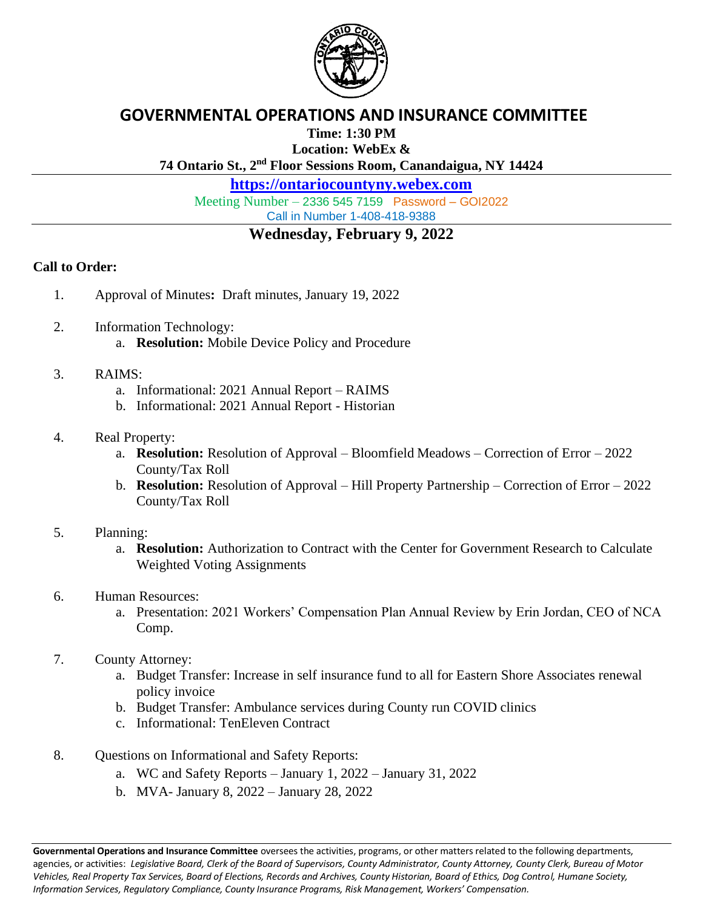# GOVERNMENTAL OPERATIONS AND INSURANCE COMMITTEE

**Time: 1:30 PM**

**Location: WebEx &**

**74 Ontario St., 2nd Floor Sessions Room, Canandaigua, NY 14424**

**https://ontariocountyny.webex.com**

Meeting Number – 2336 545 7159 Password – GOI2022

Call in Number 1-408-418-9388

## Wednesday, February 9, 2022

**Call to Order:**

1. Approval of Minutes**:** Draft minutes, January 19, 2022

2. Information Technology:
   a. **Resolution:** Mobile Device Policy and Procedure

3. RAIMS:
   a. Informational: 2021 Annual Report – RAIMS
   b. Informational: 2021 Annual Report - Historian

4. Real Property:
   a. **Resolution:** Resolution of Approval – Bloomfield Meadows – Correction of Error – 2022 County/Tax Roll
   b. **Resolution:** Resolution of Approval – Hill Property Partnership – Correction of Error – 2022 County/Tax Roll

5. Planning:
   a. **Resolution:** Authorization to Contract with the Center for Government Research to Calculate Weighted Voting Assignments

6. Human Resources:
   a. Presentation: 2021 Workers' Compensation Plan Annual Review by Erin Jordan, CEO of NCA Comp.

7. County Attorney:
   a. Budget Transfer: Increase in self insurance fund to all for Eastern Shore Associates renewal policy invoice
   b. Budget Transfer: Ambulance services during County run COVID clinics
   c. Informational: TenEleven Contract

8. Questions on Informational and Safety Reports:
   a. WC and Safety Reports – January 1, 2022 – January 31, 2022
   b. MVA- January 8, 2022 – January 28, 2022

**Governmental Operations and Insurance Committee** oversees the activities, programs, or other matters related to the following departments, agencies, or activities: *Legislative Board, Clerk of the Board of Supervisors, County Administrator, County Attorney, County Clerk, Bureau of Motor Vehicles, Real Property Tax Services, Board of Elections, Records and Archives, County Historian, Board of Ethics, Dog Control, Humane Society, Information Services, Regulatory Compliance, County Insurance Programs, Risk Management, Workers' Compensation.*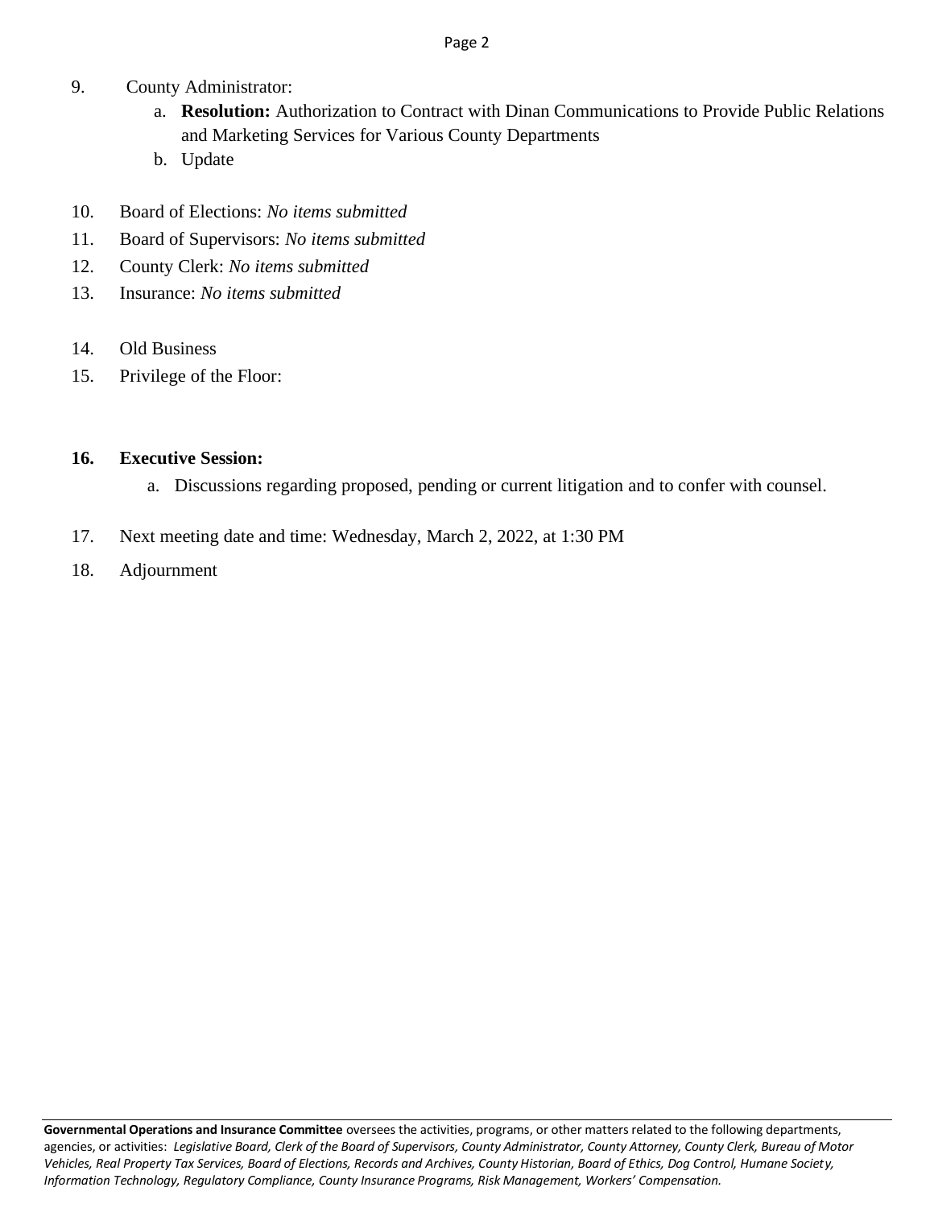9. County Administrator:
   a. **Resolution:** Authorization to Contract with Dinan Communications to Provide Public Relations and Marketing Services for Various County Departments
   b. Update

10. Board of Elections: *No items submitted*
11. Board of Supervisors: *No items submitted*
12. County Clerk: *No items submitted*
13. Insurance: *No items submitted*

14. Old Business
15. Privilege of the Floor:

16. **Executive Session:**
    a. Discussions regarding proposed, pending or current litigation and to confer with counsel.

17. Next meeting date and time: Wednesday, March 2, 2022, at 1:30 PM
18. Adjournment

---

**Governmental Operations and Insurance Committee** oversees the activities, programs, or other matters related to the following departments, agencies, or activities: *Legislative Board, Clerk of the Board of Supervisors, County Administrator, County Attorney, County Clerk, Bureau of Motor Vehicles, Real Property Tax Services, Board of Elections, Records and Archives, County Historian, Board of Ethics, Dog Control, Humane Society, Information Technology, Regulatory Compliance, County Insurance Programs, Risk Management, Workers' Compensation.*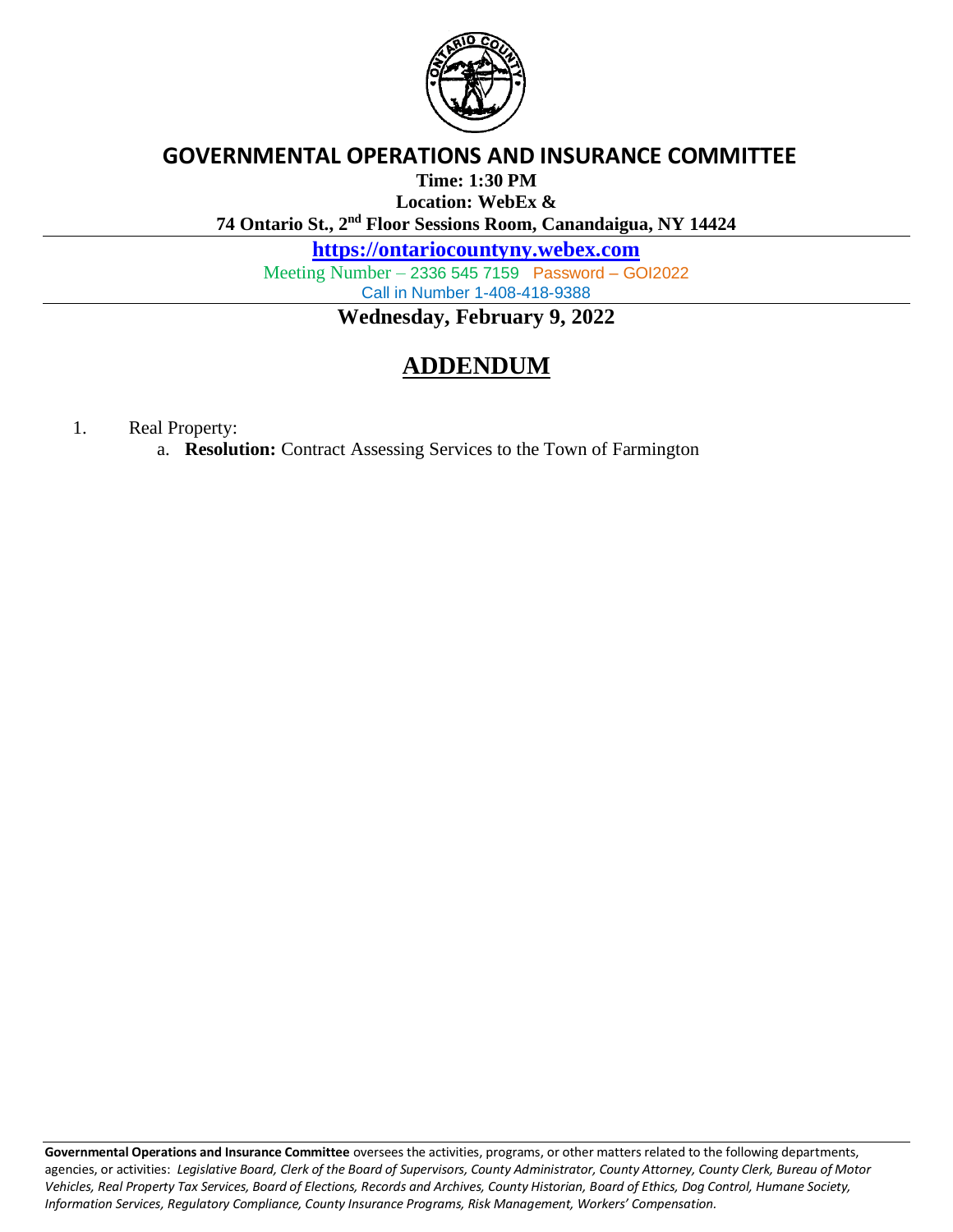# GOVERNMENTAL OPERATIONS AND INSURANCE COMMITTEE

**Time: 1:30 PM**

**Location: WebEx &**

**74 Ontario St., 2nd Floor Sessions Room, Canandaigua, NY 14424**

**https://ontariocountyny.webex.com**

Meeting Number – 2336 545 7159 Password – GOI2022

Call in Number 1-408-418-9388

**Wednesday, February 9, 2022**

## ADDENDUM

1. Real Property:
   a. **Resolution:** Contract Assessing Services to the Town of Farmington

**Governmental Operations and Insurance Committee** oversees the activities, programs, or other matters related to the following departments, agencies, or activities: *Legislative Board, Clerk of the Board of Supervisors, County Administrator, County Attorney, County Clerk, Bureau of Motor Vehicles, Real Property Tax Services, Board of Elections, Records and Archives, County Historian, Board of Ethics, Dog Control, Humane Society, Information Services, Regulatory Compliance, County Insurance Programs, Risk Management, Workers' Compensation.*